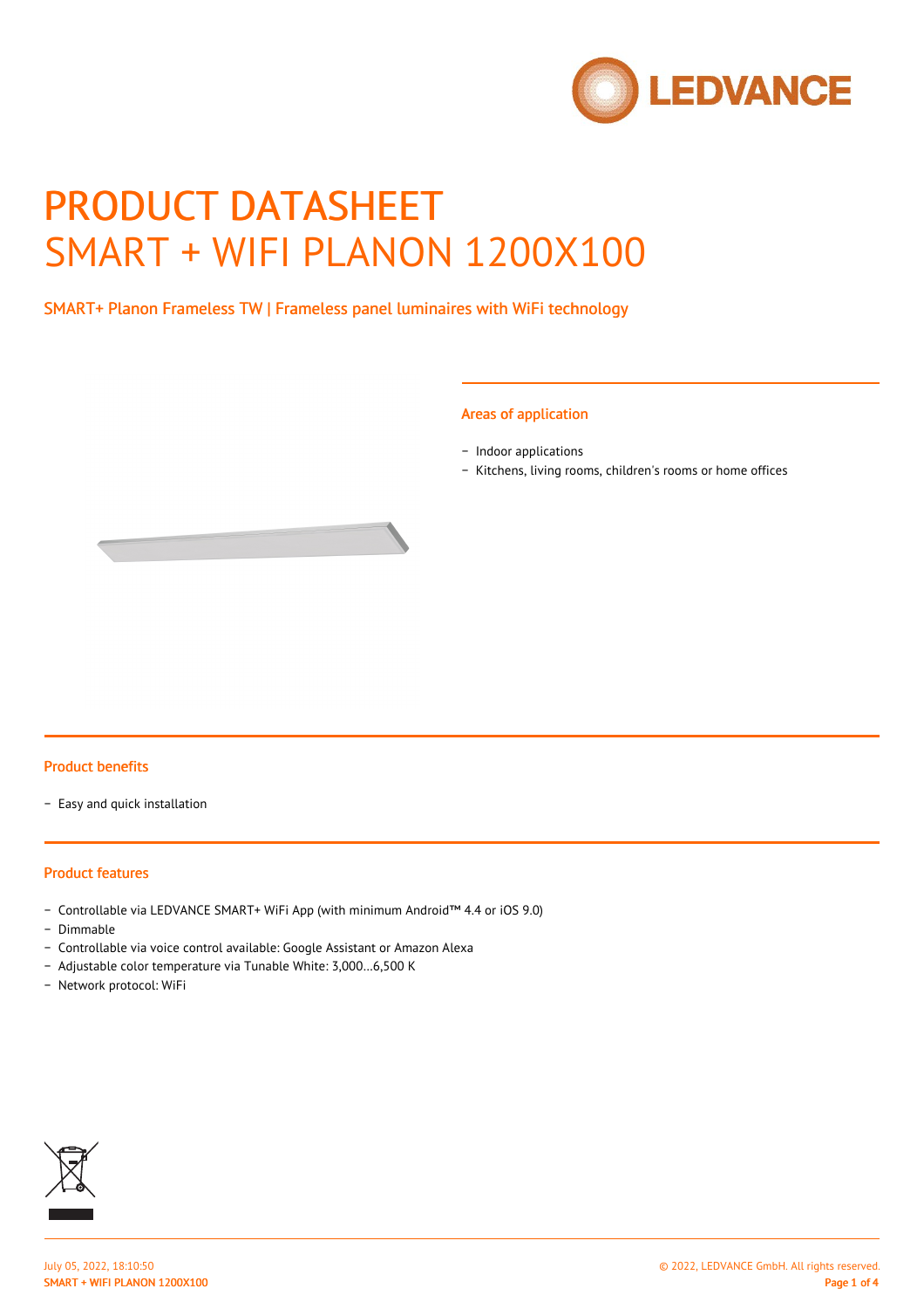# PRODUCT DATASHEET
# SMART + WIFI PLANON 1200X100

## SMART+ Planon Frameless TW | Frameless panel luminaires with WiFi technology

### Areas of application

- Indoor applications
- Kitchens, living rooms, children's rooms or home offices

### Product benefits

- Easy and quick installation

### Product features

- Controllable via LEDVANCE SMART+ WiFi App (with minimum Android™ 4.4 or iOS 9.0)
- Dimmable
- Controllable via voice control available: Google Assistant or Amazon Alexa
- Adjustable color temperature via Tunable White: 3,000…6,500 K
- Network protocol: WiFi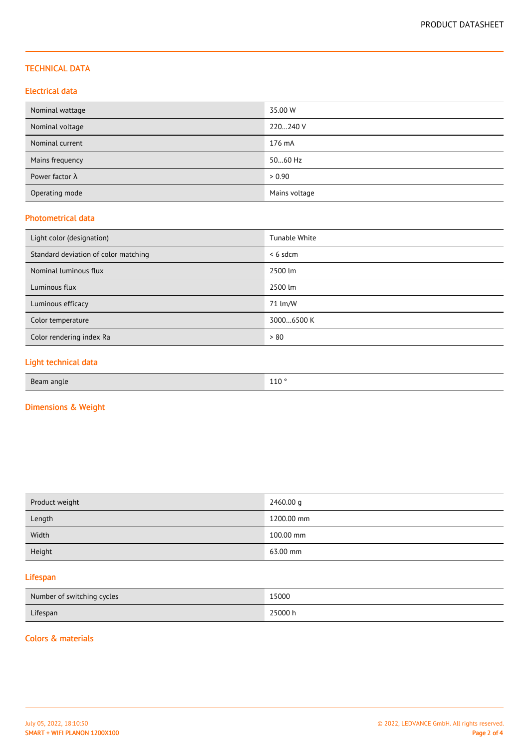## TECHNICAL DATA

### Electrical data

| | |
|---|---|
| Nominal wattage | 35.00 W |
| Nominal voltage | 220…240 V |
| Nominal current | 176 mA |
| Mains frequency | 50…60 Hz |
| Power factor λ | > 0.90 |
| Operating mode | Mains voltage |

### Photometrical data

| | |
|---|---|
| Light color (designation) | Tunable White |
| Standard deviation of color matching | < 6 sdcm |
| Nominal luminous flux | 2500 lm |
| Luminous flux | 2500 lm |
| Luminous efficacy | 71 lm/W |
| Color temperature | 3000…6500 K |
| Color rendering index Ra | > 80 |

### Light technical data

| | |
|---|---|
| Beam angle | 110 ° |

### Dimensions & Weight

| | |
|---|---|
| Product weight | 2460.00 g |
| Length | 1200.00 mm |
| Width | 100.00 mm |
| Height | 63.00 mm |

### Lifespan

| | |
|---|---|
| Number of switching cycles | 15000 |
| Lifespan | 25000 h |

### Colors & materials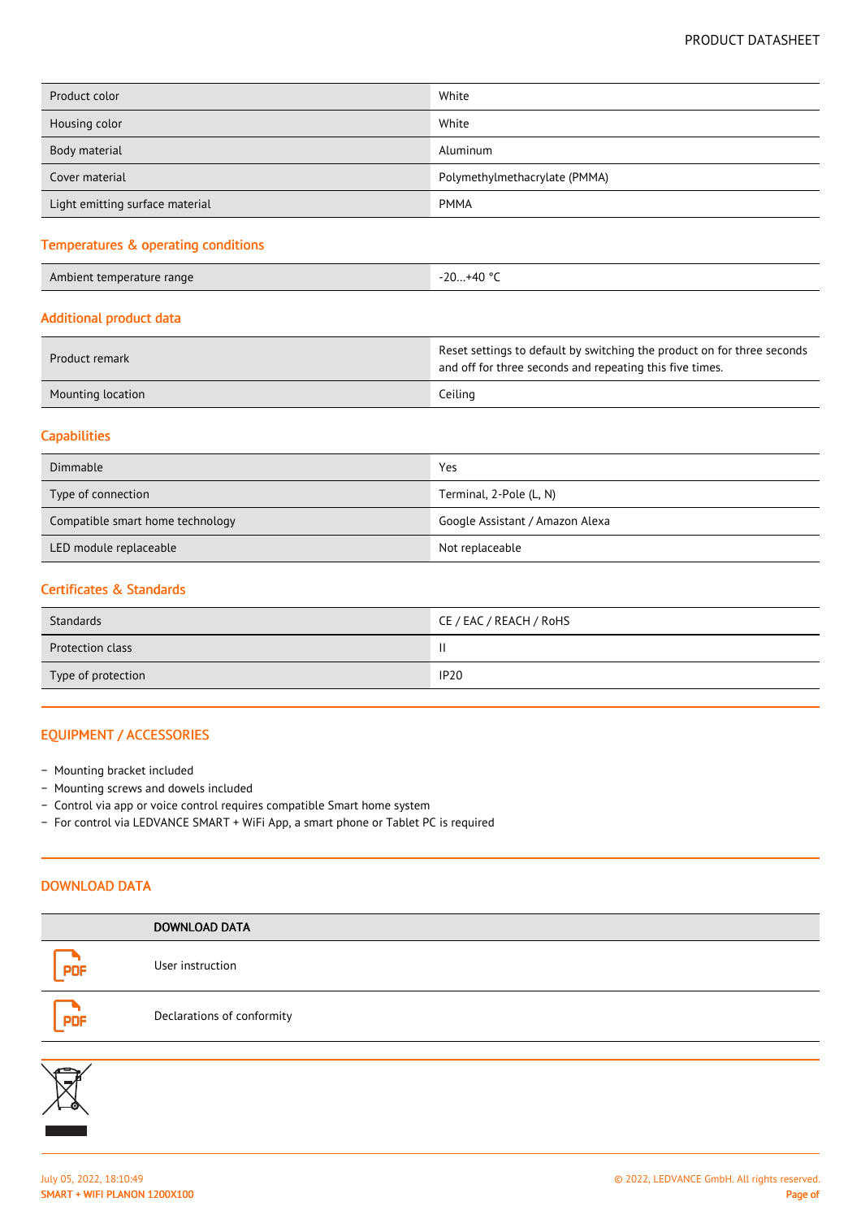| Product color | White |
|---|---|
| Housing color | White |
| Body material | Aluminum |
| Cover material | Polymethylmethacrylate (PMMA) |
| Light emitting surface material | PMMA |

## Temperatures & operating conditions

| Ambient temperature range | -20…+40 °C |
|---|---|

## Additional product data

| Product remark | Reset settings to default by switching the product on for three seconds and off for three seconds and repeating this five times. |
|---|---|
| Mounting location | Ceiling |

## Capabilities

| Dimmable | Yes |
|---|---|
| Type of connection | Terminal, 2-Pole (L, N) |
| Compatible smart home technology | Google Assistant / Amazon Alexa |
| LED module replaceable | Not replaceable |

## Certificates & Standards

| Standards | CE / EAC / REACH / RoHS |
|---|---|
| Protection class | II |
| Type of protection | IP20 |

## EQUIPMENT / ACCESSORIES

- Mounting bracket included
- Mounting screws and dowels included
- Control via app or voice control requires compatible Smart home system
- For control via LEDVANCE SMART + WiFi App, a smart phone or Tablet PC is required

## DOWNLOAD DATA

| | DOWNLOAD DATA |
|---|---|
| PDF | User instruction |
| PDF | Declarations of conformity |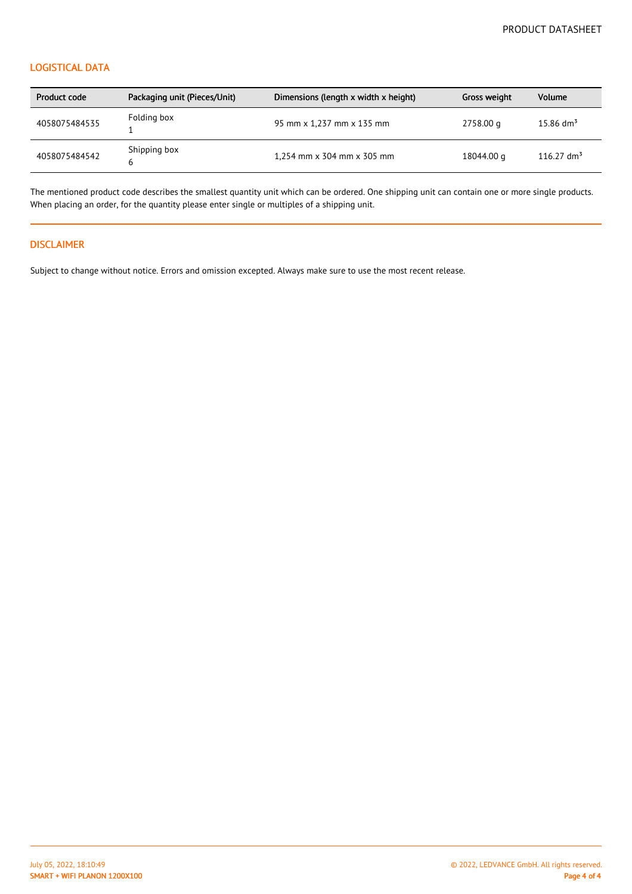## LOGISTICAL DATA

| Product code | Packaging unit (Pieces/Unit) | Dimensions (length x width x height) | Gross weight | Volume |
|---|---|---|---|---|
| 4058075484535 | Folding box<br>1 | 95 mm x 1,237 mm x 135 mm | 2758.00 g | 15.86 $dm^3$ |
| 4058075484542 | Shipping box<br>6 | 1,254 mm x 304 mm x 305 mm | 18044.00 g | 116.27 $dm^3$ |

The mentioned product code describes the smallest quantity unit which can be ordered. One shipping unit can contain one or more single products. When placing an order, for the quantity please enter single or multiples of a shipping unit.

## DISCLAIMER

Subject to change without notice. Errors and omission excepted. Always make sure to use the most recent release.